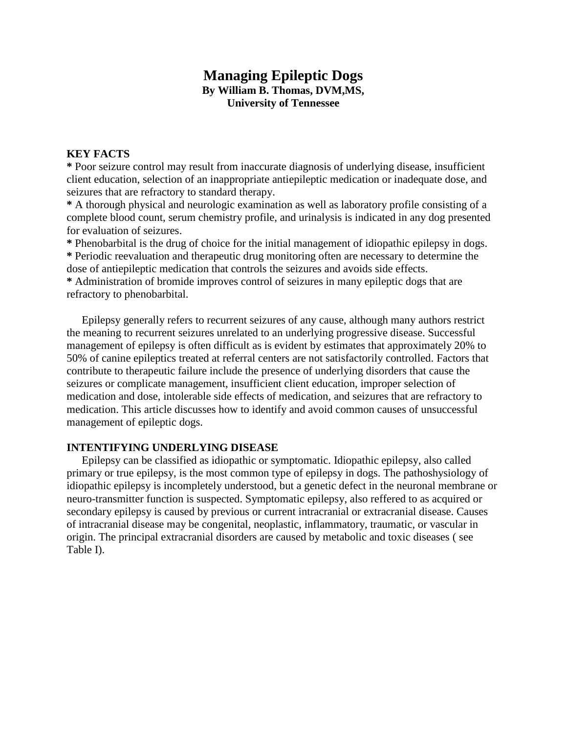# Managing Epileptic Dogs

**By William B. Thomas, DVM,MS,**
**University of Tennessee**

## KEY FACTS

**\*** Poor seizure control may result from inaccurate diagnosis of underlying disease, insufficient client education, selection of an inappropriate antiepileptic medication or inadequate dose, and seizures that are refractory to standard therapy.
**\*** A thorough physical and neurologic examination as well as laboratory profile consisting of a complete blood count, serum chemistry profile, and urinalysis is indicated in any dog presented for evaluation of seizures.
**\*** Phenobarbital is the drug of choice for the initial management of idiopathic epilepsy in dogs.
**\*** Periodic reevaluation and therapeutic drug monitoring often are necessary to determine the dose of antiepileptic medication that controls the seizures and avoids side effects.
**\*** Administration of bromide improves control of seizures in many epileptic dogs that are refractory to phenobarbital.

Epilepsy generally refers to recurrent seizures of any cause, although many authors restrict the meaning to recurrent seizures unrelated to an underlying progressive disease. Successful management of epilepsy is often difficult as is evident by estimates that approximately 20% to 50% of canine epileptics treated at referral centers are not satisfactorily controlled. Factors that contribute to therapeutic failure include the presence of underlying disorders that cause the seizures or complicate management, insufficient client education, improper selection of medication and dose, intolerable side effects of medication, and seizures that are refractory to medication. This article discusses how to identify and avoid common causes of unsuccessful management of epileptic dogs.

## INTENTIFYING UNDERLYING DISEASE

Epilepsy can be classified as idiopathic or symptomatic. Idiopathic epilepsy, also called primary or true epilepsy, is the most common type of epilepsy in dogs. The pathoshysiology of idiopathic epilepsy is incompletely understood, but a genetic defect in the neuronal membrane or neuro-transmitter function is suspected. Symptomatic epilepsy, also reffered to as acquired or secondary epilepsy is caused by previous or current intracranial or extracranial disease. Causes of intracranial disease may be congenital, neoplastic, inflammatory, traumatic, or vascular in origin. The principal extracranial disorders are caused by metabolic and toxic diseases ( see Table I).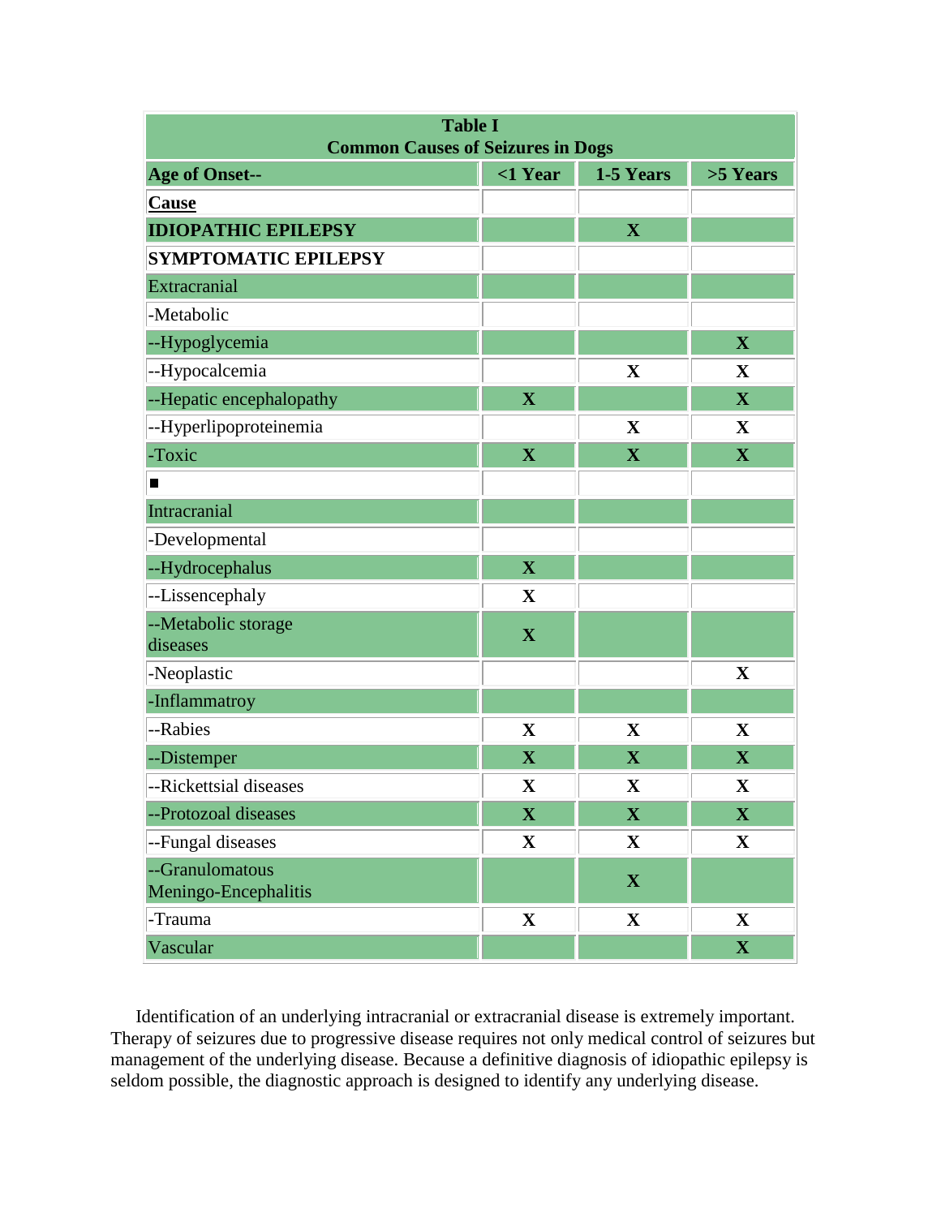| **Table I** **Common Causes of Seizures in Dogs** | | | |
|---|---|---|---|
| **Age of Onset--** | **<1 Year** | **1-5 Years** | **>5 Years** |
| **Cause** | | | |
| **IDIOPATHIC EPILEPSY** | | **X** | |
| **SYMPTOMATIC EPILEPSY** | | | |
| Extracranial | | | |
| -Metabolic | | | |
| --Hypoglycemia | | | **X** |
| --Hypocalcemia | | **X** | **X** |
| --Hepatic encephalopathy | **X** | | **X** |
| --Hyperlipoproteinemia | | **X** | **X** |
| -Toxic | **X** | **X** | **X** |
| ■ | | | |
| Intracranial | | | |
| -Developmental | | | |
| --Hydrocephalus | **X** | | |
| --Lissencephaly | **X** | | |
| --Metabolic storage diseases | **X** | | |
| -Neoplastic | | | **X** |
| -Inflammatroy | | | |
| --Rabies | **X** | **X** | **X** |
| --Distemper | **X** | **X** | **X** |
| --Rickettsial diseases | **X** | **X** | **X** |
| --Protozoal diseases | **X** | **X** | **X** |
| --Fungal diseases | **X** | **X** | **X** |
| --Granulomatous Meningo-Encephalitis | | **X** | |
| -Trauma | **X** | **X** | **X** |
| Vascular | | | **X** |

Identification of an underlying intracranial or extracranial disease is extremely important. Therapy of seizures due to progressive disease requires not only medical control of seizures but management of the underlying disease. Because a definitive diagnosis of idiopathic epilepsy is seldom possible, the diagnostic approach is designed to identify any underlying disease.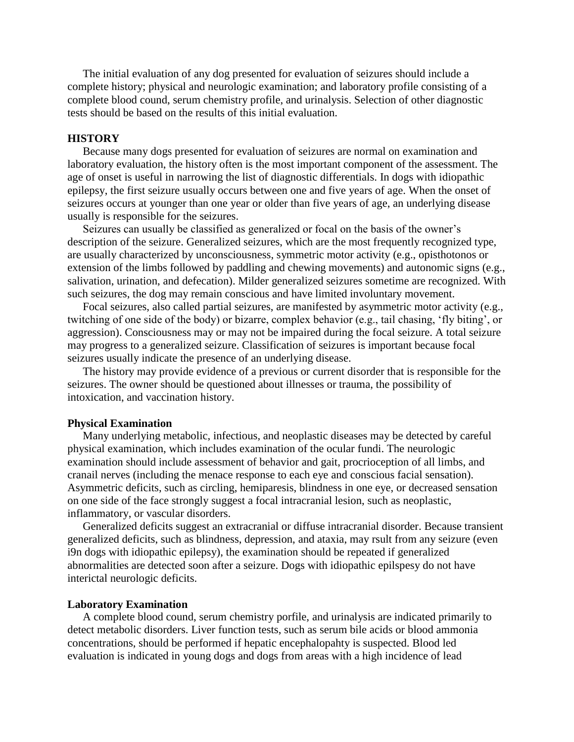The initial evaluation of any dog presented for evaluation of seizures should include a complete history; physical and neurologic examination; and laboratory profile consisting of a complete blood cound, serum chemistry profile, and urinalysis. Selection of other diagnostic tests should be based on the results of this initial evaluation.

## HISTORY

Because many dogs presented for evaluation of seizures are normal on examination and laboratory evaluation, the history often is the most important component of the assessment. The age of onset is useful in narrowing the list of diagnostic differentials. In dogs with idiopathic epilepsy, the first seizure usually occurs between one and five years of age. When the onset of seizures occurs at younger than one year or older than five years of age, an underlying disease usually is responsible for the seizures.

Seizures can usually be classified as generalized or focal on the basis of the owner's description of the seizure. Generalized seizures, which are the most frequently recognized type, are usually characterized by unconsciousness, symmetric motor activity (e.g., opisthotonos or extension of the limbs followed by paddling and chewing movements) and autonomic signs (e.g., salivation, urination, and defecation). Milder generalized seizures sometime are recognized. With such seizures, the dog may remain conscious and have limited involuntary movement.

Focal seizures, also called partial seizures, are manifested by asymmetric motor activity (e.g., twitching of one side of the body) or bizarre, complex behavior (e.g., tail chasing, 'fly biting', or aggression). Consciousness may or may not be impaired during the focal seizure. A total seizure may progress to a generalized seizure. Classification of seizures is important because focal seizures usually indicate the presence of an underlying disease.

The history may provide evidence of a previous or current disorder that is responsible for the seizures. The owner should be questioned about illnesses or trauma, the possibility of intoxication, and vaccination history.

### Physical Examination

Many underlying metabolic, infectious, and neoplastic diseases may be detected by careful physical examination, which includes examination of the ocular fundi. The neurologic examination should include assessment of behavior and gait, procrioception of all limbs, and cranail nerves (including the menace response to each eye and conscious facial sensation). Asymmetric deficits, such as circling, hemiparesis, blindness in one eye, or decreased sensation on one side of the face strongly suggest a focal intracranial lesion, such as neoplastic, inflammatory, or vascular disorders.

Generalized deficits suggest an extracranial or diffuse intracranial disorder. Because transient generalized deficits, such as blindness, depression, and ataxia, may rsult from any seizure (even i9n dogs with idiopathic epilepsy), the examination should be repeated if generalized abnormalities are detected soon after a seizure. Dogs with idiopathic epilspesy do not have interictal neurologic deficits.

### Laboratory Examination

A complete blood cound, serum chemistry porfile, and urinalysis are indicated primarily to detect metabolic disorders. Liver function tests, such as serum bile acids or blood ammonia concentrations, should be performed if hepatic encephalopahty is suspected. Blood led evaluation is indicated in young dogs and dogs from areas with a high incidence of lead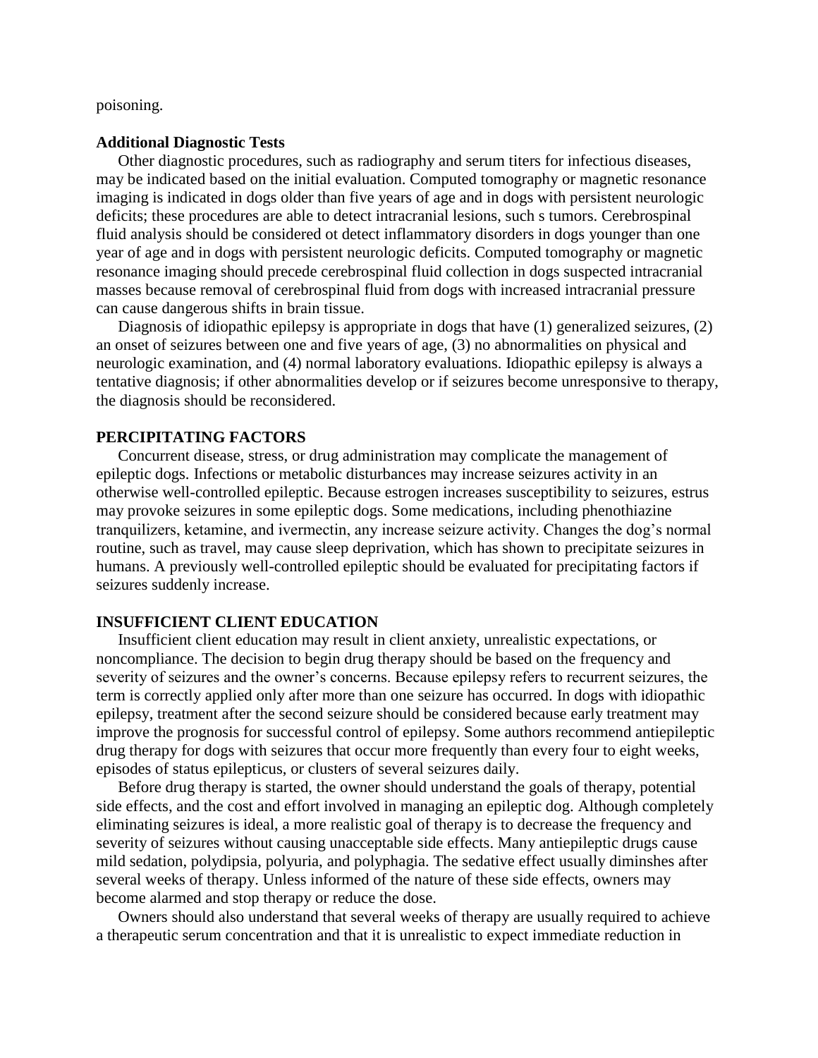poisoning.

**Additional Diagnostic Tests**

Other diagnostic procedures, such as radiography and serum titers for infectious diseases, may be indicated based on the initial evaluation. Computed tomography or magnetic resonance imaging is indicated in dogs older than five years of age and in dogs with persistent neurologic deficits; these procedures are able to detect intracranial lesions, such s tumors. Cerebrospinal fluid analysis should be considered ot detect inflammatory disorders in dogs younger than one year of age and in dogs with persistent neurologic deficits. Computed tomography or magnetic resonance imaging should precede cerebrospinal fluid collection in dogs suspected intracranial masses because removal of cerebrospinal fluid from dogs with increased intracranial pressure can cause dangerous shifts in brain tissue.

Diagnosis of idiopathic epilepsy is appropriate in dogs that have (1) generalized seizures, (2) an onset of seizures between one and five years of age, (3) no abnormalities on physical and neurologic examination, and (4) normal laboratory evaluations. Idiopathic epilepsy is always a tentative diagnosis; if other abnormalities develop or if seizures become unresponsive to therapy, the diagnosis should be reconsidered.

## PERCIPITATING FACTORS

Concurrent disease, stress, or drug administration may complicate the management of epileptic dogs. Infections or metabolic disturbances may increase seizures activity in an otherwise well-controlled epileptic. Because estrogen increases susceptibility to seizures, estrus may provoke seizures in some epileptic dogs. Some medications, including phenothiazine tranquilizers, ketamine, and ivermectin, any increase seizure activity. Changes the dog's normal routine, such as travel, may cause sleep deprivation, which has shown to precipitate seizures in humans. A previously well-controlled epileptic should be evaluated for precipitating factors if seizures suddenly increase.

## INSUFFICIENT CLIENT EDUCATION

Insufficient client education may result in client anxiety, unrealistic expectations, or noncompliance. The decision to begin drug therapy should be based on the frequency and severity of seizures and the owner's concerns. Because epilepsy refers to recurrent seizures, the term is correctly applied only after more than one seizure has occurred. In dogs with idiopathic epilepsy, treatment after the second seizure should be considered because early treatment may improve the prognosis for successful control of epilepsy. Some authors recommend antiepileptic drug therapy for dogs with seizures that occur more frequently than every four to eight weeks, episodes of status epilepticus, or clusters of several seizures daily.

Before drug therapy is started, the owner should understand the goals of therapy, potential side effects, and the cost and effort involved in managing an epileptic dog. Although completely eliminating seizures is ideal, a more realistic goal of therapy is to decrease the frequency and severity of seizures without causing unacceptable side effects. Many antiepileptic drugs cause mild sedation, polydipsia, polyuria, and polyphagia. The sedative effect usually diminshes after several weeks of therapy. Unless informed of the nature of these side effects, owners may become alarmed and stop therapy or reduce the dose.

Owners should also understand that several weeks of therapy are usually required to achieve a therapeutic serum concentration and that it is unrealistic to expect immediate reduction in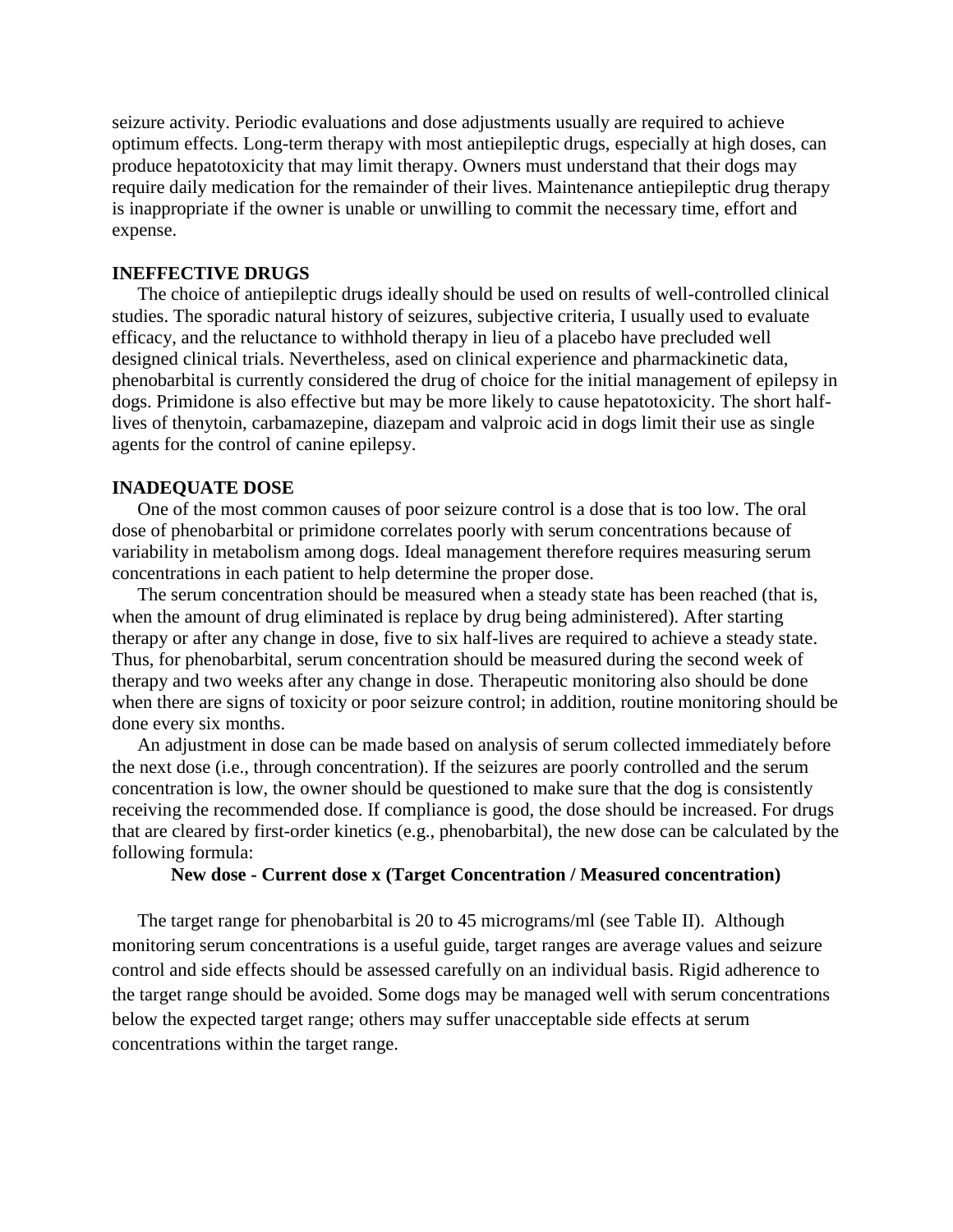seizure activity. Periodic evaluations and dose adjustments usually are required to achieve optimum effects. Long-term therapy with most antiepileptic drugs, especially at high doses, can produce hepatotoxicity that may limit therapy. Owners must understand that their dogs may require daily medication for the remainder of their lives. Maintenance antiepileptic drug therapy is inappropriate if the owner is unable or unwilling to commit the necessary time, effort and expense.

**INEFFECTIVE DRUGS**

The choice of antiepileptic drugs ideally should be used on results of well-controlled clinical studies. The sporadic natural history of seizures, subjective criteria, I usually used to evaluate efficacy, and the reluctance to withhold therapy in lieu of a placebo have precluded well designed clinical trials. Nevertheless, ased on clinical experience and pharmackinetic data, phenobarbital is currently considered the drug of choice for the initial management of epilepsy in dogs. Primidone is also effective but may be more likely to cause hepatotoxicity. The short half-lives of thenytoin, carbamazepine, diazepam and valproic acid in dogs limit their use as single agents for the control of canine epilepsy.

**INADEQUATE DOSE**

One of the most common causes of poor seizure control is a dose that is too low. The oral dose of phenobarbital or primidone correlates poorly with serum concentrations because of variability in metabolism among dogs. Ideal management therefore requires measuring serum concentrations in each patient to help determine the proper dose.

The serum concentration should be measured when a steady state has been reached (that is, when the amount of drug eliminated is replace by drug being administered). After starting therapy or after any change in dose, five to six half-lives are required to achieve a steady state. Thus, for phenobarbital, serum concentration should be measured during the second week of therapy and two weeks after any change in dose. Therapeutic monitoring also should be done when there are signs of toxicity or poor seizure control; in addition, routine monitoring should be done every six months.

An adjustment in dose can be made based on analysis of serum collected immediately before the next dose (i.e., through concentration). If the seizures are poorly controlled and the serum concentration is low, the owner should be questioned to make sure that the dog is consistently receiving the recommended dose. If compliance is good, the dose should be increased. For drugs that are cleared by first-order kinetics (e.g., phenobarbital), the new dose can be calculated by the following formula:

**New dose - Current dose x (Target Concentration / Measured concentration)**

The target range for phenobarbital is 20 to 45 micrograms/ml (see Table II). Although monitoring serum concentrations is a useful guide, target ranges are average values and seizure control and side effects should be assessed carefully on an individual basis. Rigid adherence to the target range should be avoided. Some dogs may be managed well with serum concentrations below the expected target range; others may suffer unacceptable side effects at serum concentrations within the target range.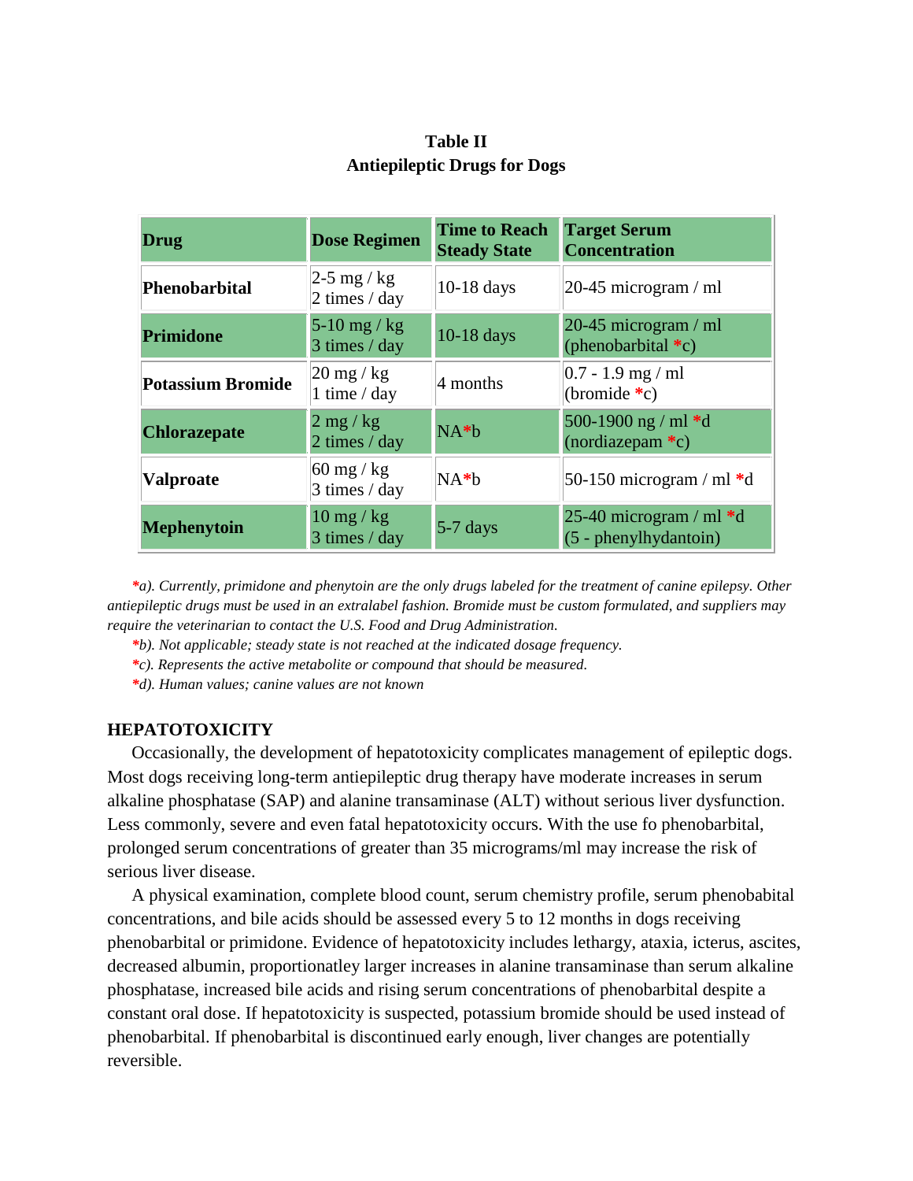**Table II**
**Antiepileptic Drugs for Dogs**

| Drug | Dose Regimen | Time to Reach Steady State | Target Serum Concentration |
|---|---|---|---|
| **Phenobarbital** | 2-5 mg / kg 2 times / day | 10-18 days | 20-45 microgram / ml |
| **Primidone** | 5-10 mg / kg 3 times / day | 10-18 days | 20-45 microgram / ml (phenobarbital *c) |
| **Potassium Bromide** | 20 mg / kg 1 time / day | 4 months | 0.7 - 1.9 mg / ml (bromide *c) |
| **Chlorazepate** | 2 mg / kg 2 times / day | NA*b | 500-1900 ng / ml *d (nordiazepam *c) |
| **Valproate** | 60 mg / kg 3 times / day | NA*b | 50-150 microgram / ml *d |
| **Mephenytoin** | 10 mg / kg 3 times / day | 5-7 days | 25-40 microgram / ml *d (5 - phenylhydantoin) |

*\*a). Currently, primidone and phenytoin are the only drugs labeled for the treatment of canine epilepsy. Other antiepileptic drugs must be used in an extralabel fashion. Bromide must be custom formulated, and suppliers may require the veterinarian to contact the U.S. Food and Drug Administration.*

*\*b). Not applicable; steady state is not reached at the indicated dosage frequency.*

*\*c). Represents the active metabolite or compound that should be measured.*

*\*d). Human values; canine values are not known*

### HEPATOTOXICITY

Occasionally, the development of hepatotoxicity complicates management of epileptic dogs. Most dogs receiving long-term antiepileptic drug therapy have moderate increases in serum alkaline phosphatase (SAP) and alanine transaminase (ALT) without serious liver dysfunction. Less commonly, severe and even fatal hepatotoxicity occurs. With the use fo phenobarbital, prolonged serum concentrations of greater than 35 micrograms/ml may increase the risk of serious liver disease.

A physical examination, complete blood count, serum chemistry profile, serum phenobabital concentrations, and bile acids should be assessed every 5 to 12 months in dogs receiving phenobarbital or primidone. Evidence of hepatotoxicity includes lethargy, ataxia, icterus, ascites, decreased albumin, proportionatley larger increases in alanine transaminase than serum alkaline phosphatase, increased bile acids and rising serum concentrations of phenobarbital despite a constant oral dose. If hepatotoxicity is suspected, potassium bromide should be used instead of phenobarbital. If phenobarbital is discontinued early enough, liver changes are potentially reversible.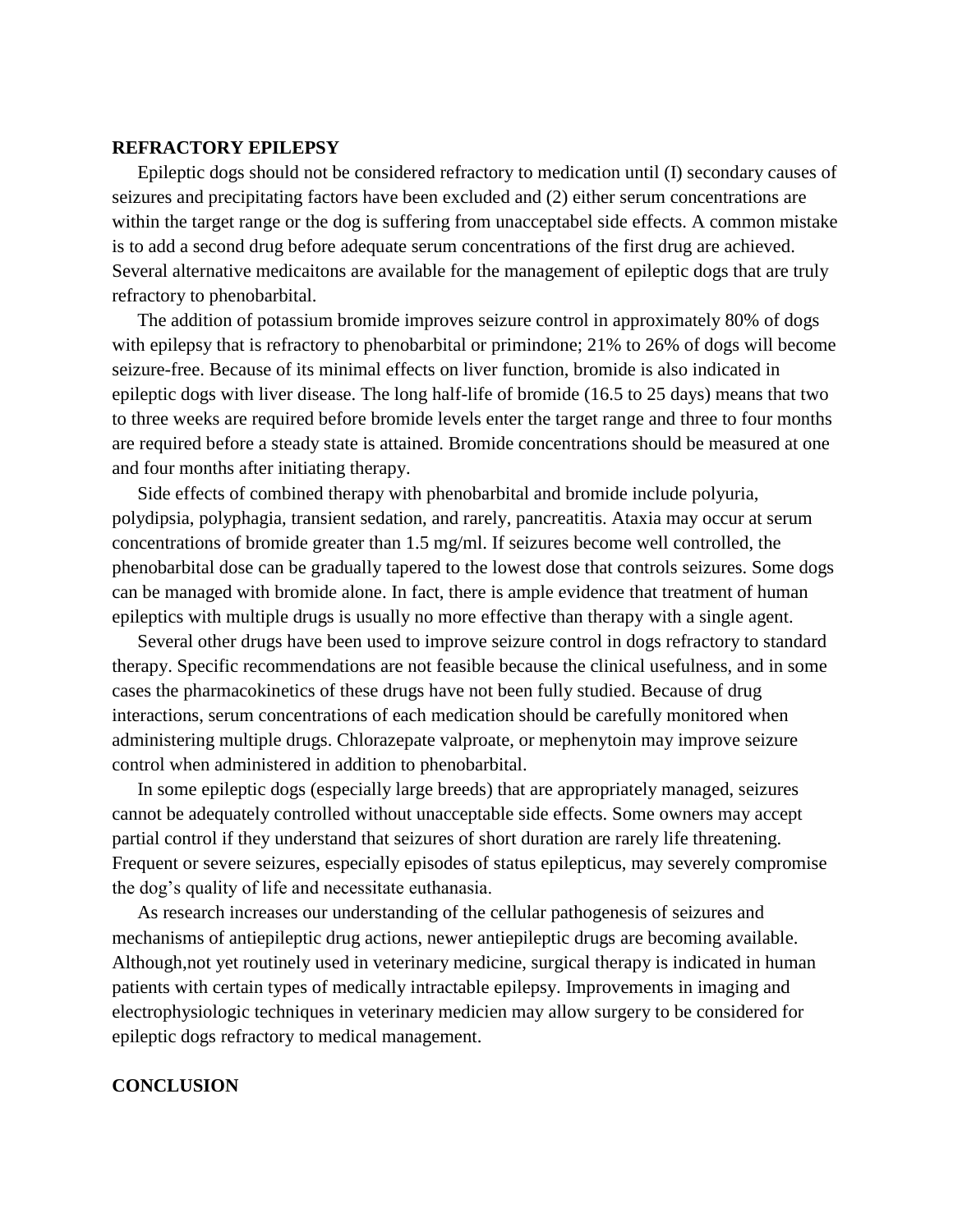## REFRACTORY EPILEPSY

Epileptic dogs should not be considered refractory to medication until (I) secondary causes of seizures and precipitating factors have been excluded and (2) either serum concentrations are within the target range or the dog is suffering from unacceptabel side effects. A common mistake is to add a second drug before adequate serum concentrations of the first drug are achieved. Several alternative medicaitons are available for the management of epileptic dogs that are truly refractory to phenobarbital.

The addition of potassium bromide improves seizure control in approximately 80% of dogs with epilepsy that is refractory to phenobarbital or primindone; 21% to 26% of dogs will become seizure-free. Because of its minimal effects on liver function, bromide is also indicated in epileptic dogs with liver disease. The long half-life of bromide (16.5 to 25 days) means that two to three weeks are required before bromide levels enter the target range and three to four months are required before a steady state is attained. Bromide concentrations should be measured at one and four months after initiating therapy.

Side effects of combined therapy with phenobarbital and bromide include polyuria, polydipsia, polyphagia, transient sedation, and rarely, pancreatitis. Ataxia may occur at serum concentrations of bromide greater than 1.5 mg/ml. If seizures become well controlled, the phenobarbital dose can be gradually tapered to the lowest dose that controls seizures. Some dogs can be managed with bromide alone. In fact, there is ample evidence that treatment of human epileptics with multiple drugs is usually no more effective than therapy with a single agent.

Several other drugs have been used to improve seizure control in dogs refractory to standard therapy. Specific recommendations are not feasible because the clinical usefulness, and in some cases the pharmacokinetics of these drugs have not been fully studied. Because of drug interactions, serum concentrations of each medication should be carefully monitored when administering multiple drugs. Chlorazepate valproate, or mephenytoin may improve seizure control when administered in addition to phenobarbital.

In some epileptic dogs (especially large breeds) that are appropriately managed, seizures cannot be adequately controlled without unacceptable side effects. Some owners may accept partial control if they understand that seizures of short duration are rarely life threatening. Frequent or severe seizures, especially episodes of status epilepticus, may severely compromise the dog's quality of life and necessitate euthanasia.

As research increases our understanding of the cellular pathogenesis of seizures and mechanisms of antiepileptic drug actions, newer antiepileptic drugs are becoming available. Although,not yet routinely used in veterinary medicine, surgical therapy is indicated in human patients with certain types of medically intractable epilepsy. Improvements in imaging and electrophysiologic techniques in veterinary medicien may allow surgery to be considered for epileptic dogs refractory to medical management.

## CONCLUSION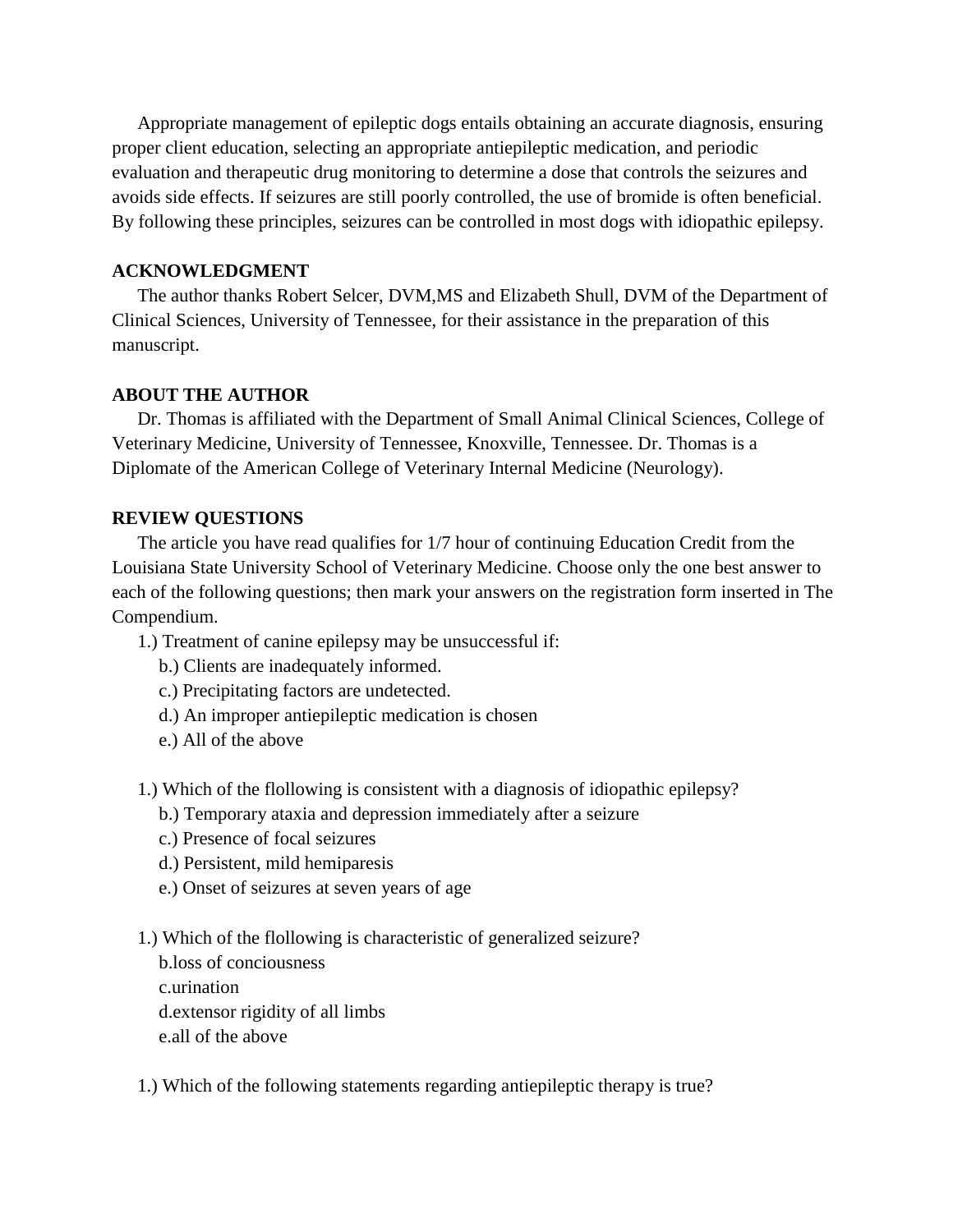Appropriate management of epileptic dogs entails obtaining an accurate diagnosis, ensuring proper client education, selecting an appropriate antiepileptic medication, and periodic evaluation and therapeutic drug monitoring to determine a dose that controls the seizures and avoids side effects. If seizures are still poorly controlled, the use of bromide is often beneficial. By following these principles, seizures can be controlled in most dogs with idiopathic epilepsy.

**ACKNOWLEDGMENT**

The author thanks Robert Selcer, DVM,MS and Elizabeth Shull, DVM of the Department of Clinical Sciences, University of Tennessee, for their assistance in the preparation of this manuscript.

**ABOUT THE AUTHOR**

Dr. Thomas is affiliated with the Department of Small Animal Clinical Sciences, College of Veterinary Medicine, University of Tennessee, Knoxville, Tennessee. Dr. Thomas is a Diplomate of the American College of Veterinary Internal Medicine (Neurology).

**REVIEW QUESTIONS**

The article you have read qualifies for 1/7 hour of continuing Education Credit from the Louisiana State University School of Veterinary Medicine. Choose only the one best answer to each of the following questions; then mark your answers on the registration form inserted in The Compendium.

1.) Treatment of canine epilepsy may be unsuccessful if:
   - b.) Clients are inadequately informed.
   - c.) Precipitating factors are undetected.
   - d.) An improper antiepileptic medication is chosen
   - e.) All of the above

1.) Which of the flollowing is consistent with a diagnosis of idiopathic epilepsy?
   - b.) Temporary ataxia and depression immediately after a seizure
   - c.) Presence of focal seizures
   - d.) Persistent, mild hemiparesis
   - e.) Onset of seizures at seven years of age

1.) Which of the flollowing is characteristic of generalized seizure?
   - b.loss of conciousness
   - c.urination
   - d.extensor rigidity of all limbs
   - e.all of the above

1.) Which of the following statements regarding antiepileptic therapy is true?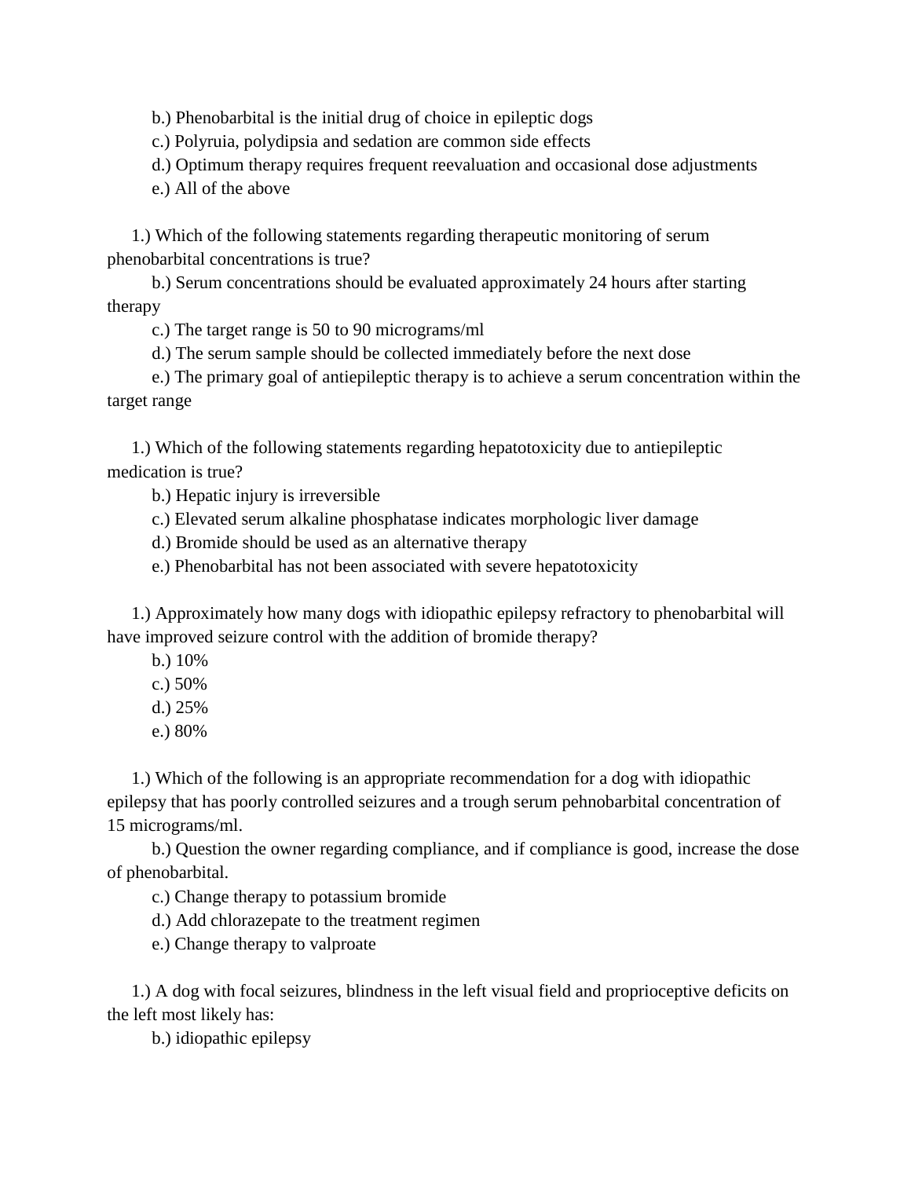b.) Phenobarbital is the initial drug of choice in epileptic dogs

c.) Polyruia, polydipsia and sedation are common side effects

d.) Optimum therapy requires frequent reevaluation and occasional dose adjustments

e.) All of the above

1.) Which of the following statements regarding therapeutic monitoring of serum phenobarbital concentrations is true?

b.) Serum concentrations should be evaluated approximately 24 hours after starting therapy

c.) The target range is 50 to 90 micrograms/ml

d.) The serum sample should be collected immediately before the next dose

e.) The primary goal of antiepileptic therapy is to achieve a serum concentration within the target range

1.) Which of the following statements regarding hepatotoxicity due to antiepileptic medication is true?

b.) Hepatic injury is irreversible

c.) Elevated serum alkaline phosphatase indicates morphologic liver damage

d.) Bromide should be used as an alternative therapy

e.) Phenobarbital has not been associated with severe hepatotoxicity

1.) Approximately how many dogs with idiopathic epilepsy refractory to phenobarbital will have improved seizure control with the addition of bromide therapy?

b.) 10%

c.) 50%

d.) 25%

e.) 80%

1.) Which of the following is an appropriate recommendation for a dog with idiopathic epilepsy that has poorly controlled seizures and a trough serum pehnobarbital concentration of 15 micrograms/ml.

b.) Question the owner regarding compliance, and if compliance is good, increase the dose of phenobarbital.

c.) Change therapy to potassium bromide

d.) Add chlorazepate to the treatment regimen

e.) Change therapy to valproate

1.) A dog with focal seizures, blindness in the left visual field and proprioceptive deficits on the left most likely has:

b.) idiopathic epilepsy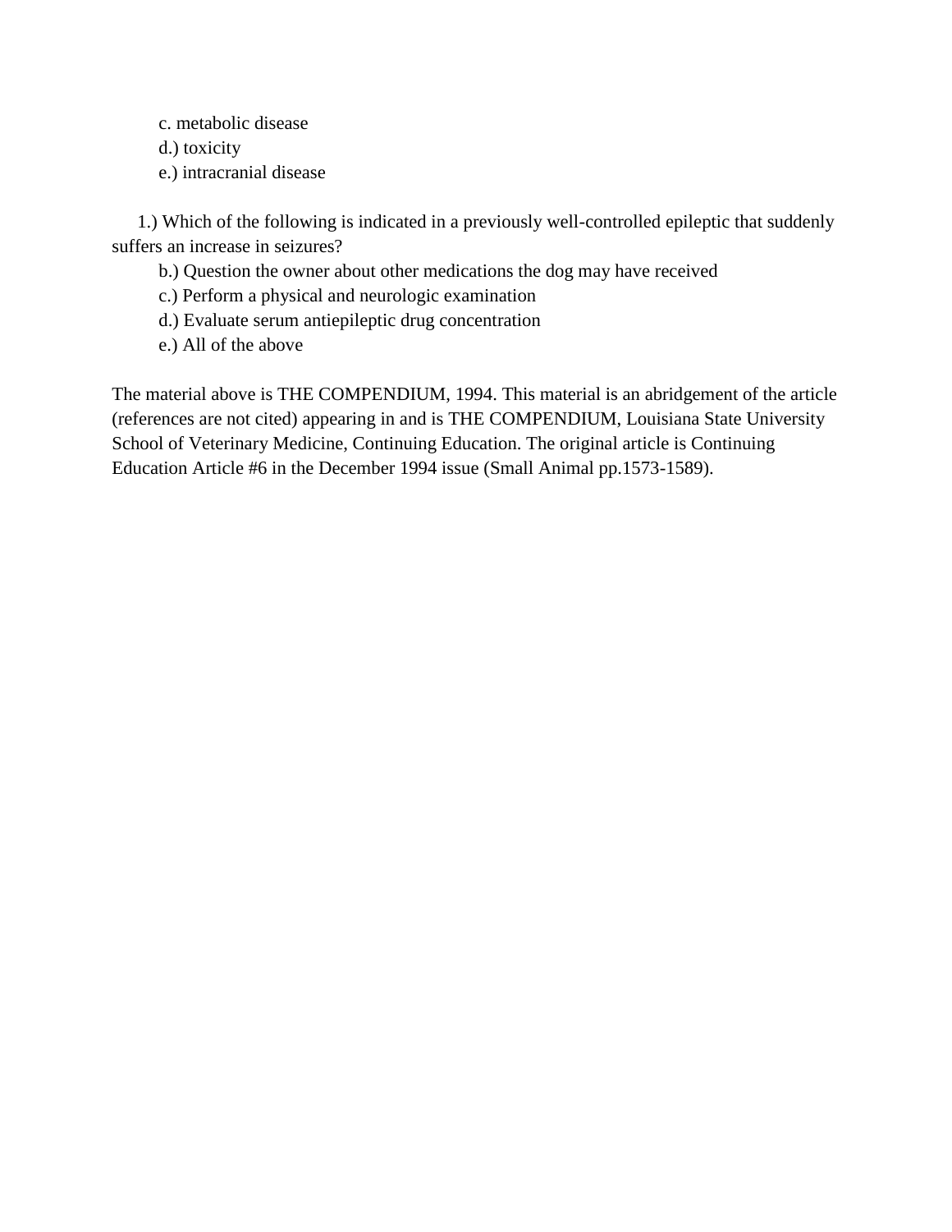c. metabolic disease
d.) toxicity
e.) intracranial disease

1.) Which of the following is indicated in a previously well-controlled epileptic that suddenly suffers an increase in seizures?

b.) Question the owner about other medications the dog may have received
c.) Perform a physical and neurologic examination
d.) Evaluate serum antiepileptic drug concentration
e.) All of the above

The material above is THE COMPENDIUM, 1994. This material is an abridgement of the article (references are not cited) appearing in and is THE COMPENDIUM, Louisiana State University School of Veterinary Medicine, Continuing Education. The original article is Continuing Education Article #6 in the December 1994 issue (Small Animal pp.1573-1589).